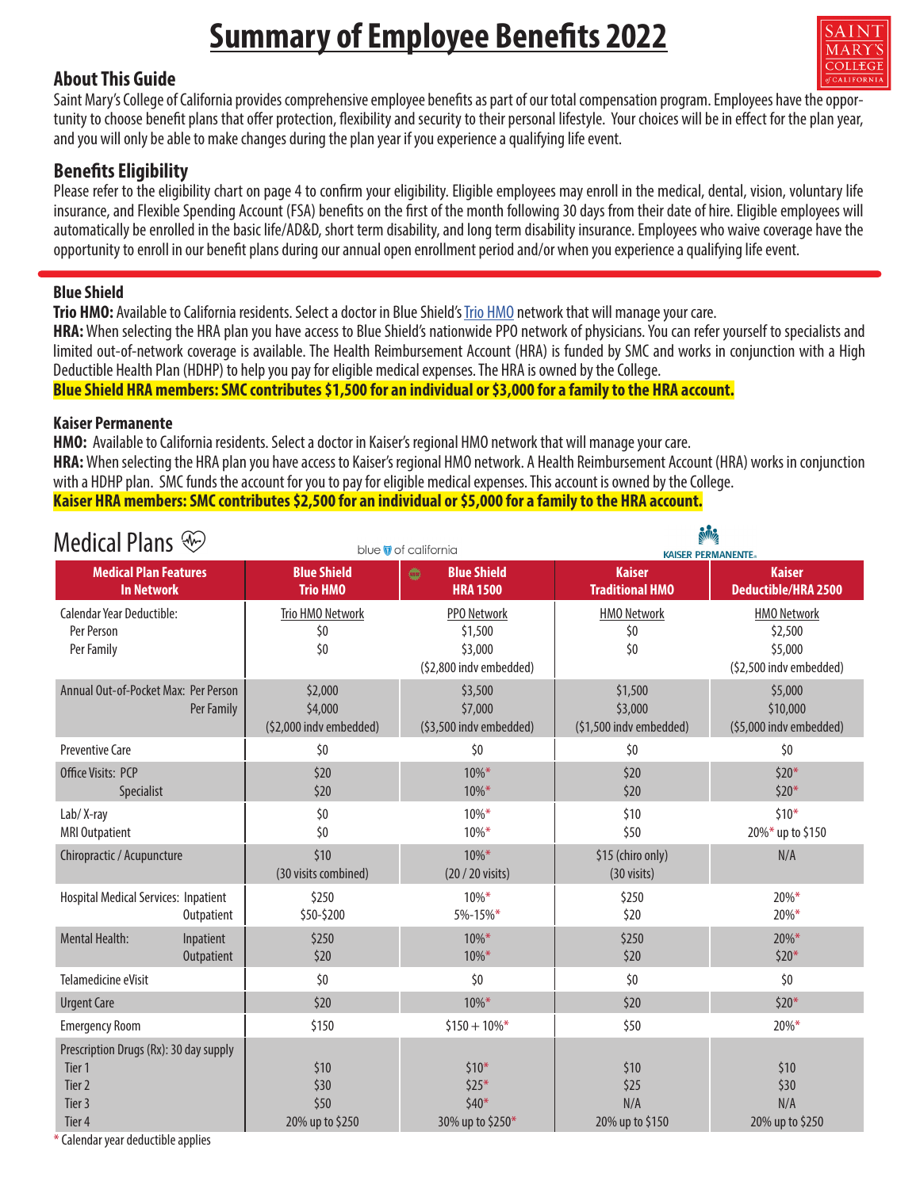# Summary of Employee Benefits 2022

## About This Guide

Saint Mary's College of California provides comprehensive employee benefits as part of our total compensation program. Employees have the opportunity to choose benefit plans that offer protection, flexibility and security to their personal lifestyle. Your choices will be in effect for the plan year, and you will only be able to make changes during the plan year if you experience a qualifying life event.

## Benefits Eligibility

Please refer to the eligibility chart on page 4 to confirm your eligibility. Eligible employees may enroll in the medical, dental, vision, voluntary life insurance, and Flexible Spending Account (FSA) benefits on the first of the month following 30 days from their date of hire. Eligible employees will automatically be enrolled in the basic life/AD&D, short term disability, and long term disability insurance. Employees who waive coverage have the opportunity to enroll in our benefit plans during our annual open enrollment period and/or when you experience a qualifying life event.

### Blue Shield

**Trio HMO:** Available to California residents. Select a doctor in Blue Shield's Trio HMO network that will manage your care.
**HRA:** When selecting the HRA plan you have access to Blue Shield's nationwide PPO network of physicians. You can refer yourself to specialists and limited out-of-network coverage is available. The Health Reimbursement Account (HRA) is funded by SMC and works in conjunction with a High Deductible Health Plan (HDHP) to help you pay for eligible medical expenses. The HRA is owned by the College.
**Blue Shield HRA members: SMC contributes $1,500 for an individual or $3,000 for a family to the HRA account.**

### Kaiser Permanente

**HMO:** Available to California residents. Select a doctor in Kaiser's regional HMO network that will manage your care.
**HRA:** When selecting the HRA plan you have access to Kaiser's regional HMO network. A Health Reimbursement Account (HRA) works in conjunction with a HDHP plan. SMC funds the account for you to pay for eligible medical expenses. This account is owned by the College.
**Kaiser HRA members: SMC contributes $2,500 for an individual or $5,000 for a family to the HRA account.**

## Medical Plans

| Medical Plan Features In Network | Blue Shield Trio HMO | Blue Shield HRA 1500 | Kaiser Traditional HMO | Kaiser Deductible/HRA 2500 |
|---|---|---|---|---|
| Calendar Year Deductible:<br>Per Person<br>Per Family | Trio HMO Network<br>$0<br>$0 | PPO Network<br>$1,500<br>$3,000<br>($2,800 indv embedded) | HMO Network<br>$0<br>$0 | HMO Network<br>$2,500<br>$5,000<br>($2,500 indv embedded) |
| Annual Out-of-Pocket Max: Per Person<br>Per Family | $2,000<br>$4,000<br>($2,000 indv embedded) | $3,500<br>$7,000<br>($3,500 indv embedded) | $1,500<br>$3,000<br>($1,500 indv embedded) | $5,000<br>$10,000<br>($5,000 indv embedded) |
| Preventive Care | $0 | $0 | $0 | $0 |
| Office Visits: PCP<br>Specialist | $20<br>$20 | 10%*<br>10%* | $20<br>$20 | $20*<br>$20* |
| Lab/ X-ray<br>MRI Outpatient | $0<br>$0 | 10%*<br>10%* | $10<br>$50 | $10*<br>20%* up to $150 |
| Chiropractic / Acupuncture | $10<br>(30 visits combined) | 10%*<br>(20 / 20 visits) | $15 (chiro only)<br>(30 visits) | N/A |
| Hospital Medical Services: Inpatient<br>Outpatient | $250<br>$50-$200 | 10%*<br>5%-15%* | $250<br>$20 | 20%*<br>20%* |
| Mental Health: Inpatient<br>Outpatient | $250<br>$20 | 10%*<br>10%* | $250<br>$20 | 20%*<br>$20* |
| Telamedicine eVisit | $0 | $0 | $0 | $0 |
| Urgent Care | $20 | 10%* | $20 | $20* |
| Emergency Room | $150 | $150 + 10%* | $50 | 20%* |
| Prescription Drugs (Rx): 30 day supply<br>Tier 1<br>Tier 2<br>Tier 3<br>Tier 4 | <br>$10<br>$30<br>$50<br>20% up to $250 | <br>$10*<br>$25*<br>$40*<br>30% up to $250* | <br>$10<br>$25<br>N/A<br>20% up to $150 | <br>$10<br>$30<br>N/A<br>20% up to $250 |

\* Calendar year deductible applies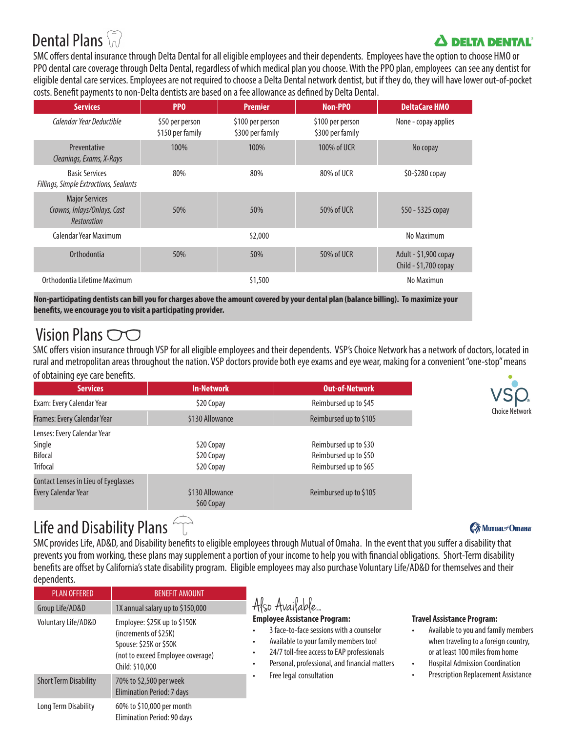# Dental Plans

DELTA DENTAL

SMC offers dental insurance through Delta Dental for all eligible employees and their dependents. Employees have the option to choose HMO or PPO dental care coverage through Delta Dental, regardless of which medical plan you choose. With the PPO plan, employees can see any dentist for eligible dental care services. Employees are not required to choose a Delta Dental network dentist, but if they do, they will have lower out-of-pocket costs. Benefit payments to non-Delta dentists are based on a fee allowance as defined by Delta Dental.

| Services | PPO | Premier | Non-PPO | DeltaCare HMO |
|---|---|---|---|---|
| *Calendar Year Deductible* | $50 per person<br>$150 per family | $100 per person<br>$300 per family | $100 per person<br>$300 per family | None - copay applies |
| Preventative<br>*Cleanings, Exams, X-Rays* | 100% | 100% | 100% of UCR | No copay |
| Basic Services<br>*Fillings, Simple Extractions, Sealants* | 80% | 80% | 80% of UCR | $0-$280 copay |
| Major Services<br>*Crowns, Inlays/Onlays, Cast Restoration* | 50% | 50% | 50% of UCR | $50 - $325 copay |
| Calendar Year Maximum | | $2,000 | | No Maximum |
| Orthodontia | 50% | 50% | 50% of UCR | Adult - $1,900 copay<br>Child - $1,700 copay |
| Orthodontia Lifetime Maximum | | $1,500 | | No Maximun |

**Non-participating dentists can bill you for charges above the amount covered by your dental plan (balance billing). To maximize your benefits, we encourage you to visit a participating provider.**

# Vision Plans

SMC offers vision insurance through VSP for all eligible employees and their dependents. VSP's Choice Network has a network of doctors, located in rural and metropolitan areas throughout the nation. VSP doctors provide both eye exams and eye wear, making for a convenient "one-stop" means of obtaining eye care benefits.

| Services | In-Network | Out-of-Network |
|---|---|---|
| Exam: Every Calendar Year | $20 Copay | Reimbursed up to $45 |
| Frames: Every Calendar Year | $130 Allowance | Reimbursed up to $105 |
| Lenses: Every Calendar Year<br>Single<br>Bifocal<br>Trifocal | <br>$20 Copay<br>$20 Copay<br>$20 Copay | <br>Reimbursed up to $30<br>Reimbursed up to $50<br>Reimbursed up to $65 |
| Contact Lenses in Lieu of Eyeglasses<br>Every Calendar Year | $130 Allowance<br>$60 Copay | Reimbursed up to $105 |

VSP Choice Network

# Life and Disability Plans

Mutual of Omaha

SMC provides Life, AD&D, and Disability benefits to eligible employees through Mutual of Omaha. In the event that you suffer a disability that prevents you from working, these plans may supplement a portion of your income to help you with financial obligations. Short-Term disability benefits are offset by California's state disability program. Eligible employees may also purchase Voluntary Life/AD&D for themselves and their dependents.

| PLAN OFFERED | BENEFIT AMOUNT |
|---|---|
| Group Life/AD&D | 1X annual salary up to $150,000 |
| Voluntary Life/AD&D | Employee: $25K up to $150K<br>(increments of $25K)<br>Spouse: $25K or $50K<br>(not to exceed Employee coverage)<br>Child: $10,000 |
| Short Term Disability | 70% to $2,500 per week<br>Elimination Period: 7 days |
| Long Term Disability | 60% to $10,000 per month<br>Elimination Period: 90 days |

## Also Available...

**Employee Assistance Program:**

- 3 face-to-face sessions with a counselor
- Available to your family members too!
- 24/7 toll-free access to EAP professionals
- Personal, professional, and financial matters
- Free legal consultation

**Travel Assistance Program:**

- Available to you and family members when traveling to a foreign country, or at least 100 miles from home
- Hospital Admission Coordination
- Prescription Replacement Assistance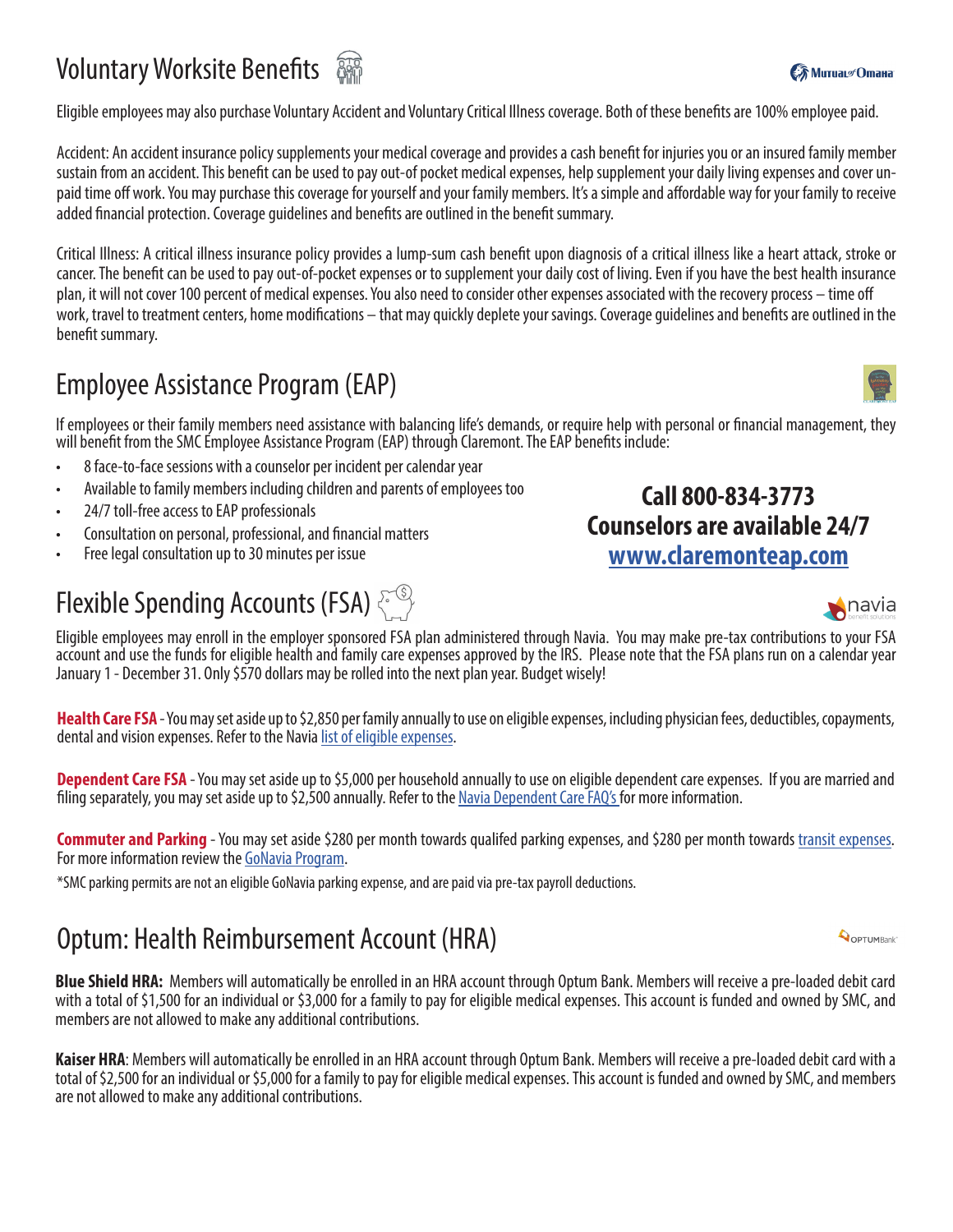## Voluntary Worksite Benefits

Eligible employees may also purchase Voluntary Accident and Voluntary Critical Illness coverage. Both of these benefits are 100% employee paid.

Accident: An accident insurance policy supplements your medical coverage and provides a cash benefit for injuries you or an insured family member sustain from an accident. This benefit can be used to pay out-of pocket medical expenses, help supplement your daily living expenses and cover unpaid time off work. You may purchase this coverage for yourself and your family members. It's a simple and affordable way for your family to receive added financial protection. Coverage guidelines and benefits are outlined in the benefit summary.

Critical Illness: A critical illness insurance policy provides a lump-sum cash benefit upon diagnosis of a critical illness like a heart attack, stroke or cancer. The benefit can be used to pay out-of-pocket expenses or to supplement your daily cost of living. Even if you have the best health insurance plan, it will not cover 100 percent of medical expenses. You also need to consider other expenses associated with the recovery process – time off work, travel to treatment centers, home modifications – that may quickly deplete your savings. Coverage guidelines and benefits are outlined in the benefit summary.

## Employee Assistance Program (EAP)

If employees or their family members need assistance with balancing life's demands, or require help with personal or financial management, they will benefit from the SMC Employee Assistance Program (EAP) through Claremont. The EAP benefits include:

- 8 face-to-face sessions with a counselor per incident per calendar year
- Available to family members including children and parents of employees too
- 24/7 toll-free access to EAP professionals
- Consultation on personal, professional, and financial matters
- Free legal consultation up to 30 minutes per issue

**Call 800-834-3773**
**Counselors are available 24/7**
**www.claremonteap.com**

## Flexible Spending Accounts (FSA)

Eligible employees may enroll in the employer sponsored FSA plan administered through Navia. You may make pre-tax contributions to your FSA account and use the funds for eligible health and family care expenses approved by the IRS. Please note that the FSA plans run on a calendar year January 1 - December 31. Only $570 dollars may be rolled into the next plan year. Budget wisely!

**Health Care FSA** - You may set aside up to $2,850 per family annually to use on eligible expenses, including physician fees, deductibles, copayments, dental and vision expenses. Refer to the Navia list of eligible expenses.

**Dependent Care FSA** - You may set aside up to $5,000 per household annually to use on eligible dependent care expenses. If you are married and filing separately, you may set aside up to $2,500 annually. Refer to the Navia Dependent Care FAQ's for more information.

**Commuter and Parking** - You may set aside $280 per month towards qualifed parking expenses, and $280 per month towards transit expenses. For more information review the GoNavia Program.

*SMC parking permits are not an eligible GoNavia parking expense, and are paid via pre-tax payroll deductions.

## Optum: Health Reimbursement Account (HRA)

**Blue Shield HRA:** Members will automatically be enrolled in an HRA account through Optum Bank. Members will receive a pre-loaded debit card with a total of $1,500 for an individual or $3,000 for a family to pay for eligible medical expenses. This account is funded and owned by SMC, and members are not allowed to make any additional contributions.

**Kaiser HRA**: Members will automatically be enrolled in an HRA account through Optum Bank. Members will receive a pre-loaded debit card with a total of $2,500 for an individual or $5,000 for a family to pay for eligible medical expenses. This account is funded and owned by SMC, and members are not allowed to make any additional contributions.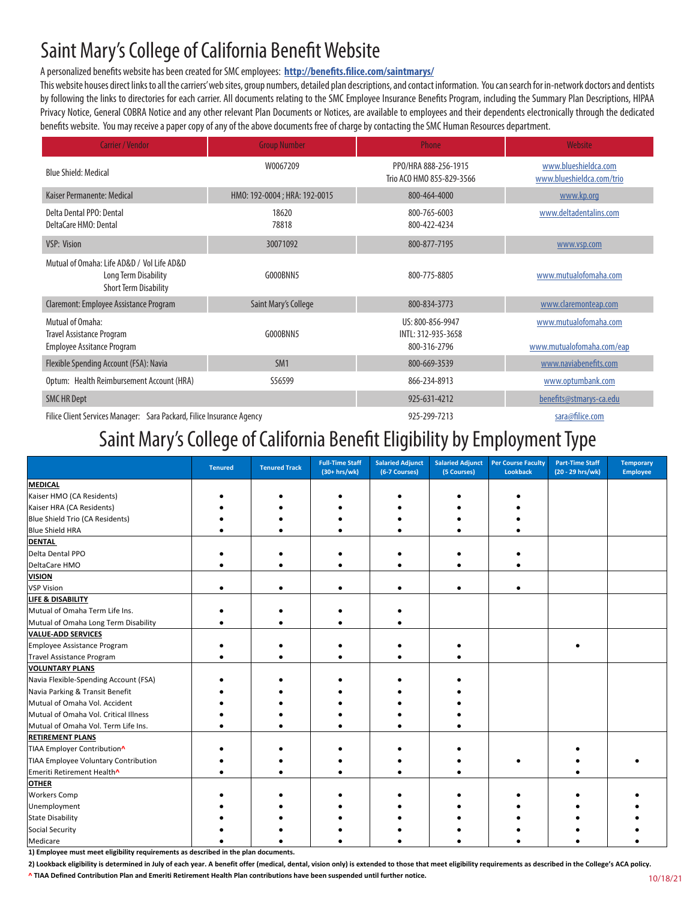# Saint Mary's College of California Benefit Website

A personalized benefits website has been created for SMC employees: **http://benefits.filice.com/saintmarys/**

This website houses direct links to all the carriers' web sites, group numbers, detailed plan descriptions, and contact information. You can search for in-network doctors and dentists by following the links to directories for each carrier. All documents relating to the SMC Employee Insurance Benefits Program, including the Summary Plan Descriptions, HIPAA Privacy Notice, General COBRA Notice and any other relevant Plan Documents or Notices, are available to employees and their dependents electronically through the dedicated benefits website. You may receive a paper copy of any of the above documents free of charge by contacting the SMC Human Resources department.

| Carrier / Vendor | Group Number | Phone | Website |
|---|---|---|---|
| Blue Shield: Medical | W0067209 | PPO/HRA 888-256-1915<br>Trio ACO HMO 855-829-3566 | www.blueshieldca.com<br>www.blueshieldca.com/trio |
| Kaiser Permanente: Medical | HMO: 192-0004 ; HRA: 192-0015 | 800-464-4000 | www.kp.org |
| Delta Dental PPO: Dental<br>DeltaCare HMO: Dental | 18620<br>78818 | 800-765-6003<br>800-422-4234 | www.deltadentalins.com |
| VSP: Vision | 30071092 | 800-877-7195 | www.vsp.com |
| Mutual of Omaha: Life AD&D / Vol Life AD&D<br>Long Term Disability<br>Short Term Disability | G000BNN5 | 800-775-8805 | www.mutualofomaha.com |
| Claremont: Employee Assistance Program | Saint Mary's College | 800-834-3773 | www.claremonteap.com |
| Mutual of Omaha:<br>Travel Assistance Program<br>Employee Assitance Program | G000BNN5 | US: 800-856-9947<br>INTL: 312-935-3658<br>800-316-2796 | www.mutualofomaha.com<br><br>www.mutualofomaha.com/eap |
| Flexible Spending Account (FSA): Navia | SM1 | 800-669-3539 | www.naviabenefits.com |
| Optum: Health Reimbursement Account (HRA) | S56599 | 866-234-8913 | www.optumbank.com |
| SMC HR Dept | | 925-631-4212 | benefits@stmarys-ca.edu |
| Filice Client Services Manager: Sara Packard, Filice Insurance Agency | | 925-299-7213 | sara@filice.com |

# Saint Mary's College of California Benefit Eligibility by Employment Type

| | Tenured | Tenured Track | Full-Time Staff (30+ hrs/wk) | Salaried Adjunct (6-7 Courses) | Salaried Adjunct (5 Courses) | Per Course Faculty Lookback | Part-Time Staff (20 - 29 hrs/wk) | Temporary Employee |
|---|---|---|---|---|---|---|---|---|
| **MEDICAL** | | | | | | | | |
| Kaiser HMO (CA Residents) | • | • | • | • | • | • | | |
| Kaiser HRA (CA Residents) | • | • | • | • | • | • | | |
| Blue Shield Trio (CA Residents) | • | • | • | • | • | • | | |
| Blue Shield HRA | • | • | • | • | • | • | | |
| **DENTAL** | | | | | | | | |
| Delta Dental PPO | • | • | • | • | • | • | | |
| DeltaCare HMO | • | • | • | • | • | • | | |
| **VISION** | | | | | | | | |
| VSP Vision | • | • | • | • | • | • | | |
| **LIFE & DISABILITY** | | | | | | | | |
| Mutual of Omaha Term Life Ins. | • | • | • | • | | | | |
| Mutual of Omaha Long Term Disability | • | • | • | • | | | | |
| **VALUE-ADD SERVICES** | | | | | | | | |
| Employee Assistance Program | • | • | • | • | • | | • | |
| Travel Assistance Program | • | • | • | • | • | | | |
| **VOLUNTARY PLANS** | | | | | | | | |
| Navia Flexible-Spending Account (FSA) | • | • | • | • | • | | | |
| Navia Parking & Transit Benefit | • | • | • | • | • | | | |
| Mutual of Omaha Vol. Accident | • | • | • | • | • | | | |
| Mutual of Omaha Vol. Critical Illness | • | • | • | • | • | | | |
| Mutual of Omaha Vol. Term Life Ins. | • | • | • | • | • | | | |
| **RETIREMENT PLANS** | | | | | | | | |
| TIAA Employer Contribution^ | • | • | • | • | • | | • | |
| TIAA Employee Voluntary Contribution | • | • | • | • | • | • | • | • |
| Emeriti Retirement Health^ | • | • | • | • | • | | • | |
| **OTHER** | | | | | | | | |
| Workers Comp | • | • | • | • | • | • | • | • |
| Unemployment | • | • | • | • | • | • | • | • |
| State Disability | • | • | • | • | • | • | • | • |
| Social Security | • | • | • | • | • | • | • | • |
| Medicare | • | • | • | • | • | • | • | • |

**1) Employee must meet eligibility requirements as described in the plan documents.**

**2) Lookback eligibility is determined in July of each year. A benefit offer (medical, dental, vision only) is extended to those that meet eligibility requirements as described in the College's ACA policy.**

**^ TIAA Defined Contribution Plan and Emeriti Retirement Health Plan contributions have been suspended until further notice.**

10/18/21